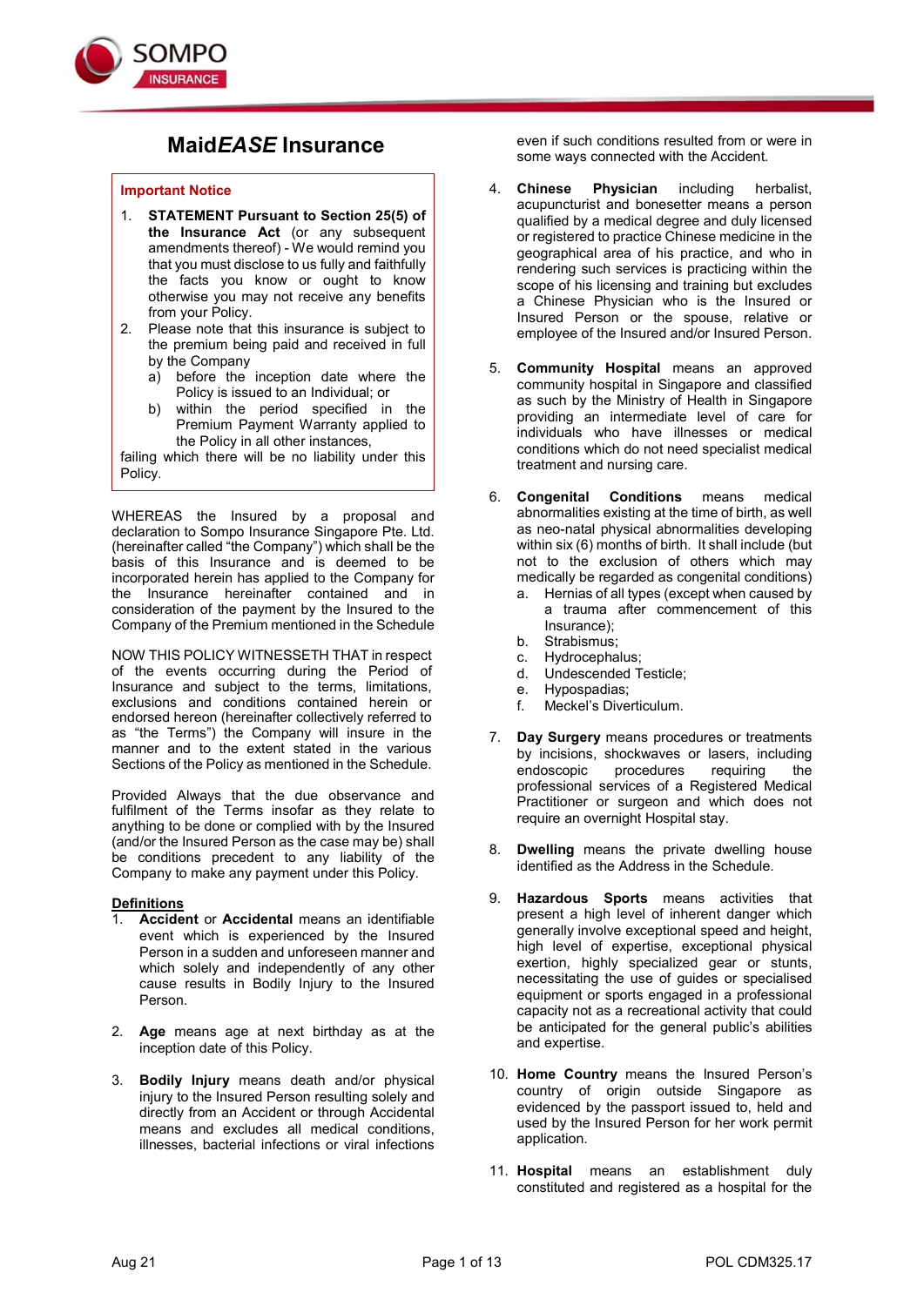# Maid*EASE* Insurance

**Important Notice**

1. **STATEMENT Pursuant to Section 25(5) of the Insurance Act** (or any subsequent amendments thereof) - We would remind you that you must disclose to us fully and faithfully the facts you know or ought to know otherwise you may not receive any benefits from your Policy.
2. Please note that this insurance is subject to the premium being paid and received in full by the Company
   a) before the inception date where the Policy is issued to an Individual; or
   b) within the period specified in the Premium Payment Warranty applied to the Policy in all other instances,

failing which there will be no liability under this Policy.

WHEREAS the Insured by a proposal and declaration to Sompo Insurance Singapore Pte. Ltd. (hereinafter called "the Company") which shall be the basis of this Insurance and is deemed to be incorporated herein has applied to the Company for the Insurance hereinafter contained and in consideration of the payment by the Insured to the Company of the Premium mentioned in the Schedule

NOW THIS POLICY WITNESSETH THAT in respect of the events occurring during the Period of Insurance and subject to the terms, limitations, exclusions and conditions contained herein or endorsed hereon (hereinafter collectively referred to as "the Terms") the Company will insure in the manner and to the extent stated in the various Sections of the Policy as mentioned in the Schedule.

Provided Always that the due observance and fulfilment of the Terms insofar as they relate to anything to be done or complied with by the Insured (and/or the Insured Person as the case may be) shall be conditions precedent to any liability of the Company to make any payment under this Policy.

## Definitions

1. **Accident** or **Accidental** means an identifiable event which is experienced by the Insured Person in a sudden and unforeseen manner and which solely and independently of any other cause results in Bodily Injury to the Insured Person.

2. **Age** means age at next birthday as at the inception date of this Policy.

3. **Bodily Injury** means death and/or physical injury to the Insured Person resulting solely and directly from an Accident or through Accidental means and excludes all medical conditions, illnesses, bacterial infections or viral infections even if such conditions resulted from or were in some ways connected with the Accident.

4. **Chinese Physician** including herbalist, acupuncturist and bonesetter means a person qualified by a medical degree and duly licensed or registered to practice Chinese medicine in the geographical area of his practice, and who in rendering such services is practicing within the scope of his licensing and training but excludes a Chinese Physician who is the Insured or Insured Person or the spouse, relative or employee of the Insured and/or Insured Person.

5. **Community Hospital** means an approved community hospital in Singapore and classified as such by the Ministry of Health in Singapore providing an intermediate level of care for individuals who have illnesses or medical conditions which do not need specialist medical treatment and nursing care.

6. **Congenital Conditions** means medical abnormalities existing at the time of birth, as well as neo-natal physical abnormalities developing within six (6) months of birth. It shall include (but not to the exclusion of others which may medically be regarded as congenital conditions)
   a. Hernias of all types (except when caused by a trauma after commencement of this Insurance);
   b. Strabismus;
   c. Hydrocephalus;
   d. Undescended Testicle;
   e. Hypospadias;
   f. Meckel's Diverticulum.

7. **Day Surgery** means procedures or treatments by incisions, shockwaves or lasers, including endoscopic procedures requiring the professional services of a Registered Medical Practitioner or surgeon and which does not require an overnight Hospital stay.

8. **Dwelling** means the private dwelling house identified as the Address in the Schedule.

9. **Hazardous Sports** means activities that present a high level of inherent danger which generally involve exceptional speed and height, high level of expertise, exceptional physical exertion, highly specialized gear or stunts, necessitating the use of guides or specialised equipment or sports engaged in a professional capacity not as a recreational activity that could be anticipated for the general public's abilities and expertise.

10. **Home Country** means the Insured Person's country of origin outside Singapore as evidenced by the passport issued to, held and used by the Insured Person for her work permit application.

11. **Hospital** means an establishment duly constituted and registered as a hospital for the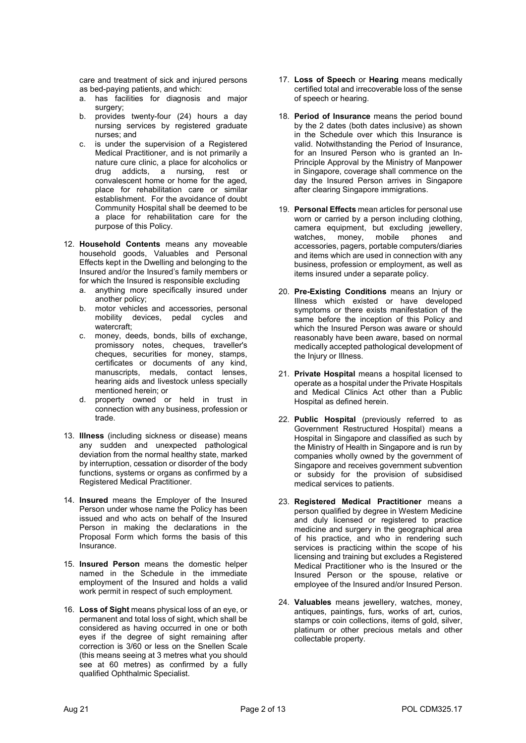care and treatment of sick and injured persons as bed-paying patients, and which:

a. has facilities for diagnosis and major surgery;
b. provides twenty-four (24) hours a day nursing services by registered graduate nurses; and
c. is under the supervision of a Registered Medical Practitioner, and is not primarily a nature cure clinic, a place for alcoholics or drug addicts, a nursing, rest or convalescent home or home for the aged, place for rehabilitation care or similar establishment. For the avoidance of doubt Community Hospital shall be deemed to be a place for rehabilitation care for the purpose of this Policy.

12. **Household Contents** means any moveable household goods, Valuables and Personal Effects kept in the Dwelling and belonging to the Insured and/or the Insured's family members or for which the Insured is responsible excluding
    a. anything more specifically insured under another policy;
    b. motor vehicles and accessories, personal mobility devices, pedal cycles and watercraft;
    c. money, deeds, bonds, bills of exchange, promissory notes, cheques, traveller's cheques, securities for money, stamps, certificates or documents of any kind, manuscripts, medals, contact lenses, hearing aids and livestock unless specially mentioned herein; or
    d. property owned or held in trust in connection with any business, profession or trade.

13. **Illness** (including sickness or disease) means any sudden and unexpected pathological deviation from the normal healthy state, marked by interruption, cessation or disorder of the body functions, systems or organs as confirmed by a Registered Medical Practitioner.

14. **Insured** means the Employer of the Insured Person under whose name the Policy has been issued and who acts on behalf of the Insured Person in making the declarations in the Proposal Form which forms the basis of this Insurance.

15. **Insured Person** means the domestic helper named in the Schedule in the immediate employment of the Insured and holds a valid work permit in respect of such employment.

16. **Loss of Sight** means physical loss of an eye, or permanent and total loss of sight, which shall be considered as having occurred in one or both eyes if the degree of sight remaining after correction is 3/60 or less on the Snellen Scale (this means seeing at 3 metres what you should see at 60 metres) as confirmed by a fully qualified Ophthalmic Specialist.

17. **Loss of Speech** or **Hearing** means medically certified total and irrecoverable loss of the sense of speech or hearing.

18. **Period of Insurance** means the period bound by the 2 dates (both dates inclusive) as shown in the Schedule over which this Insurance is valid. Notwithstanding the Period of Insurance, for an Insured Person who is granted an In-Principle Approval by the Ministry of Manpower in Singapore, coverage shall commence on the day the Insured Person arrives in Singapore after clearing Singapore immigrations.

19. **Personal Effects** mean articles for personal use worn or carried by a person including clothing, camera equipment, but excluding jewellery, watches, money, mobile phones and accessories, pagers, portable computers/diaries and items which are used in connection with any business, profession or employment, as well as items insured under a separate policy.

20. **Pre-Existing Conditions** means an Injury or Illness which existed or have developed symptoms or there exists manifestation of the same before the inception of this Policy and which the Insured Person was aware or should reasonably have been aware, based on normal medically accepted pathological development of the Injury or Illness.

21. **Private Hospital** means a hospital licensed to operate as a hospital under the Private Hospitals and Medical Clinics Act other than a Public Hospital as defined herein.

22. **Public Hospital** (previously referred to as Government Restructured Hospital) means a Hospital in Singapore and classified as such by the Ministry of Health in Singapore and is run by companies wholly owned by the government of Singapore and receives government subvention or subsidy for the provision of subsidised medical services to patients.

23. **Registered Medical Practitioner** means a person qualified by degree in Western Medicine and duly licensed or registered to practice medicine and surgery in the geographical area of his practice, and who in rendering such services is practicing within the scope of his licensing and training but excludes a Registered Medical Practitioner who is the Insured or the Insured Person or the spouse, relative or employee of the Insured and/or Insured Person.

24. **Valuables** means jewellery, watches, money, antiques, paintings, furs, works of art, curios, stamps or coin collections, items of gold, silver, platinum or other precious metals and other collectable property.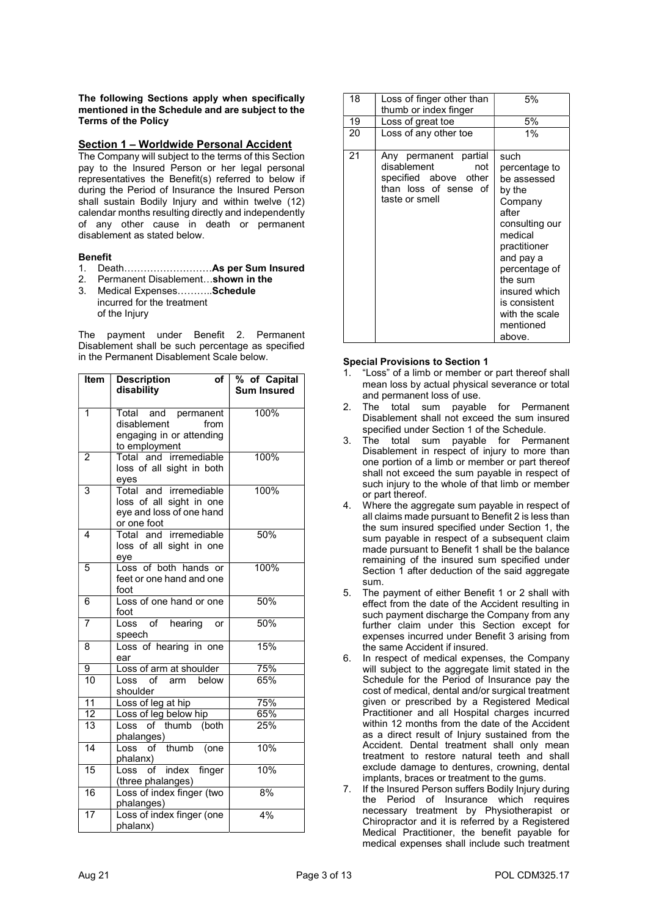**The following Sections apply when specifically mentioned in the Schedule and are subject to the Terms of the Policy**

## Section 1 – Worldwide Personal Accident

The Company will subject to the terms of this Section pay to the Insured Person or her legal personal representatives the Benefit(s) referred to below if during the Period of Insurance the Insured Person shall sustain Bodily Injury and within twelve (12) calendar months resulting directly and independently of any other cause in death or permanent disablement as stated below.

**Benefit**

1. Death……………………….**As per Sum Insured**
2. Permanent Disablement…**shown in the**
3. Medical Expenses………..**Schedule** incurred for the treatment of the Injury

The payment under Benefit 2. Permanent Disablement shall be such percentage as specified in the Permanent Disablement Scale below.

| Item | Description of disability | % of Capital Sum Insured |
|---|---|---|
| 1 | Total and permanent disablement from engaging in or attending to employment | 100% |
| 2 | Total and irremediable loss of all sight in both eyes | 100% |
| 3 | Total and irremediable loss of all sight in one eye and loss of one hand or one foot | 100% |
| 4 | Total and irremediable loss of all sight in one eye | 50% |
| 5 | Loss of both hands or feet or one hand and one foot | 100% |
| 6 | Loss of one hand or one foot | 50% |
| 7 | Loss of hearing or speech | 50% |
| 8 | Loss of hearing in one ear | 15% |
| 9 | Loss of arm at shoulder | 75% |
| 10 | Loss of arm below shoulder | 65% |
| 11 | Loss of leg at hip | 75% |
| 12 | Loss of leg below hip | 65% |
| 13 | Loss of thumb (both phalanges) | 25% |
| 14 | Loss of thumb (one phalanx) | 10% |
| 15 | Loss of index finger (three phalanges) | 10% |
| 16 | Loss of index finger (two phalanges) | 8% |
| 17 | Loss of index finger (one phalanx) | 4% |
| 18 | Loss of finger other than thumb or index finger | 5% |
| 19 | Loss of great toe | 5% |
| 20 | Loss of any other toe | 1% |
| 21 | Any permanent partial disablement not specified above other than loss of sense of taste or smell | such percentage to be assessed by the Company after consulting our medical practitioner and pay a percentage of the sum insured which is consistent with the scale mentioned above. |

**Special Provisions to Section 1**

1. "Loss" of a limb or member or part thereof shall mean loss by actual physical severance or total and permanent loss of use.
2. The total sum payable for Permanent Disablement shall not exceed the sum insured specified under Section 1 of the Schedule.
3. The total sum payable for Permanent Disablement in respect of injury to more than one portion of a limb or member or part thereof shall not exceed the sum payable in respect of such injury to the whole of that limb or member or part thereof.
4. Where the aggregate sum payable in respect of all claims made pursuant to Benefit 2 is less than the sum insured specified under Section 1, the sum payable in respect of a subsequent claim made pursuant to Benefit 1 shall be the balance remaining of the insured sum specified under Section 1 after deduction of the said aggregate sum.
5. The payment of either Benefit 1 or 2 shall with effect from the date of the Accident resulting in such payment discharge the Company from any further claim under this Section except for expenses incurred under Benefit 3 arising from the same Accident if insured.
6. In respect of medical expenses, the Company will subject to the aggregate limit stated in the Schedule for the Period of Insurance pay the cost of medical, dental and/or surgical treatment given or prescribed by a Registered Medical Practitioner and all Hospital charges incurred within 12 months from the date of the Accident as a direct result of Injury sustained from the Accident. Dental treatment shall only mean treatment to restore natural teeth and shall exclude damage to dentures, crowning, dental implants, braces or treatment to the gums.
7. If the Insured Person suffers Bodily Injury during the Period of Insurance which requires necessary treatment by Physiotherapist or Chiropractor and it is referred by a Registered Medical Practitioner, the benefit payable for medical expenses shall include such treatment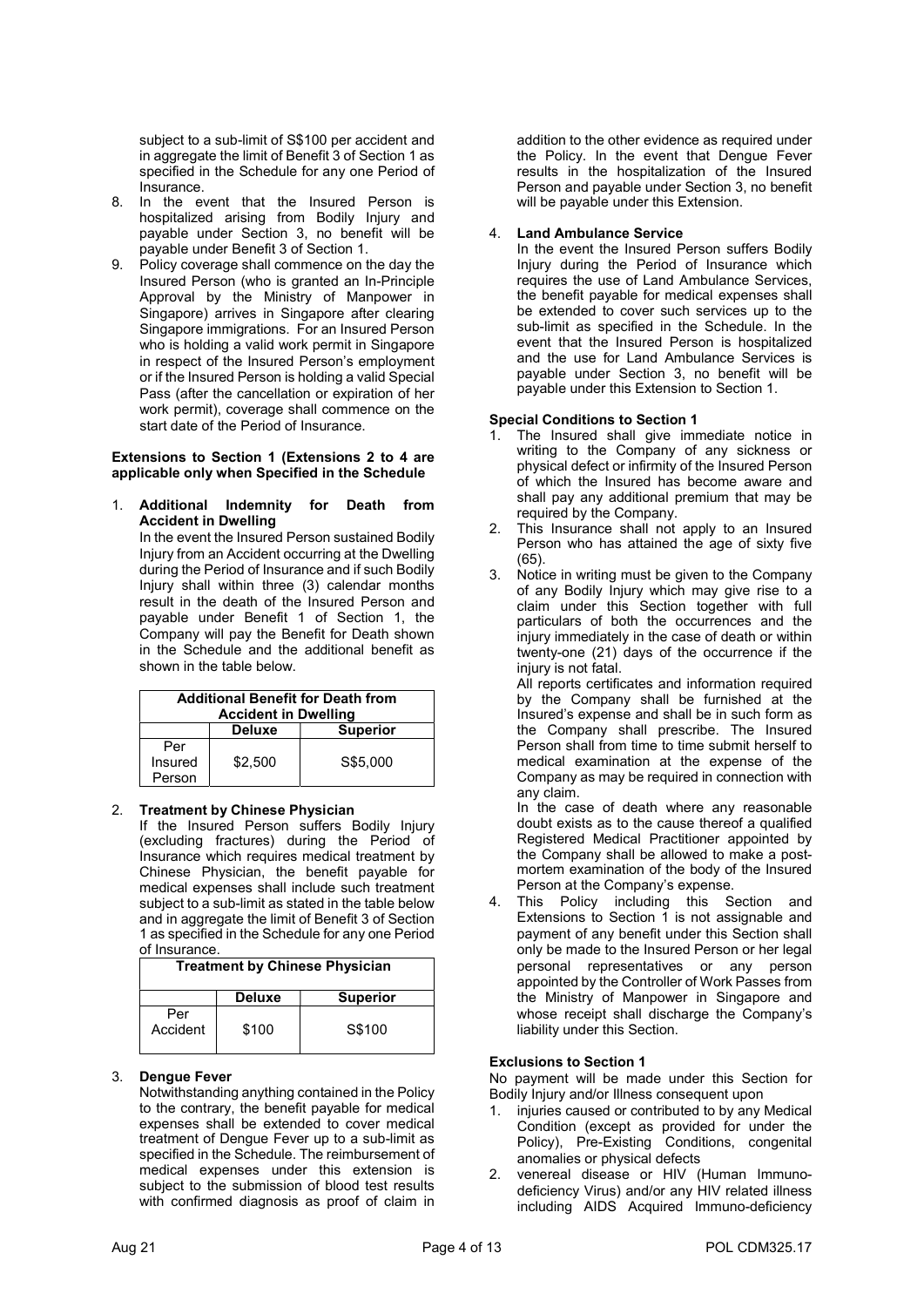subject to a sub-limit of S$100 per accident and in aggregate the limit of Benefit 3 of Section 1 as specified in the Schedule for any one Period of Insurance.

8. In the event that the Insured Person is hospitalized arising from Bodily Injury and payable under Section 3, no benefit will be payable under Benefit 3 of Section 1.
9. Policy coverage shall commence on the day the Insured Person (who is granted an In-Principle Approval by the Ministry of Manpower in Singapore) arrives in Singapore after clearing Singapore immigrations. For an Insured Person who is holding a valid work permit in Singapore in respect of the Insured Person's employment or if the Insured Person is holding a valid Special Pass (after the cancellation or expiration of her work permit), coverage shall commence on the start date of the Period of Insurance.

**Extensions to Section 1 (Extensions 2 to 4 are applicable only when Specified in the Schedule**

1. **Additional Indemnity for Death from Accident in Dwelling**

   In the event the Insured Person sustained Bodily Injury from an Accident occurring at the Dwelling during the Period of Insurance and if such Bodily Injury shall within three (3) calendar months result in the death of the Insured Person and payable under Benefit 1 of Section 1, the Company will pay the Benefit for Death shown in the Schedule and the additional benefit as shown in the table below.

| Additional Benefit for Death from Accident in Dwelling | | |
|---|---|---|
| | **Deluxe** | **Superior** |
| Per Insured Person | $2,500 | S$5,000 |

2. **Treatment by Chinese Physician**

   If the Insured Person suffers Bodily Injury (excluding fractures) during the Period of Insurance which requires medical treatment by Chinese Physician, the benefit payable for medical expenses shall include such treatment subject to a sub-limit as stated in the table below and in aggregate the limit of Benefit 3 of Section 1 as specified in the Schedule for any one Period of Insurance.

| Treatment by Chinese Physician | | |
|---|---|---|
| | **Deluxe** | **Superior** |
| Per Accident | $100 | S$100 |

3. **Dengue Fever**

   Notwithstanding anything contained in the Policy to the contrary, the benefit payable for medical expenses shall be extended to cover medical treatment of Dengue Fever up to a sub-limit as specified in the Schedule. The reimbursement of medical expenses under this extension is subject to the submission of blood test results with confirmed diagnosis as proof of claim in addition to the other evidence as required under the Policy. In the event that Dengue Fever results in the hospitalization of the Insured Person and payable under Section 3, no benefit will be payable under this Extension.

4. **Land Ambulance Service**

   In the event the Insured Person suffers Bodily Injury during the Period of Insurance which requires the use of Land Ambulance Services, the benefit payable for medical expenses shall be extended to cover such services up to the sub-limit as specified in the Schedule. In the event that the Insured Person is hospitalized and the use for Land Ambulance Services is payable under Section 3, no benefit will be payable under this Extension to Section 1.

**Special Conditions to Section 1**

1. The Insured shall give immediate notice in writing to the Company of any sickness or physical defect or infirmity of the Insured Person of which the Insured has become aware and shall pay any additional premium that may be required by the Company.
2. This Insurance shall not apply to an Insured Person who has attained the age of sixty five (65).
3. Notice in writing must be given to the Company of any Bodily Injury which may give rise to a claim under this Section together with full particulars of both the occurrences and the injury immediately in the case of death or within twenty-one (21) days of the occurrence if the injury is not fatal.

   All reports certificates and information required by the Company shall be furnished at the Insured's expense and shall be in such form as the Company shall prescribe. The Insured Person shall from time to time submit herself to medical examination at the expense of the Company as may be required in connection with any claim.

   In the case of death where any reasonable doubt exists as to the cause thereof a qualified Registered Medical Practitioner appointed by the Company shall be allowed to make a post-mortem examination of the body of the Insured Person at the Company's expense.
4. This Policy including this Section and Extensions to Section 1 is not assignable and payment of any benefit under this Section shall only be made to the Insured Person or her legal personal representatives or any person appointed by the Controller of Work Passes from the Ministry of Manpower in Singapore and whose receipt shall discharge the Company's liability under this Section.

**Exclusions to Section 1**

No payment will be made under this Section for Bodily Injury and/or Illness consequent upon

1. injuries caused or contributed to by any Medical Condition (except as provided for under the Policy), Pre-Existing Conditions, congenital anomalies or physical defects
2. venereal disease or HIV (Human Immuno-deficiency Virus) and/or any HIV related illness including AIDS Acquired Immuno-deficiency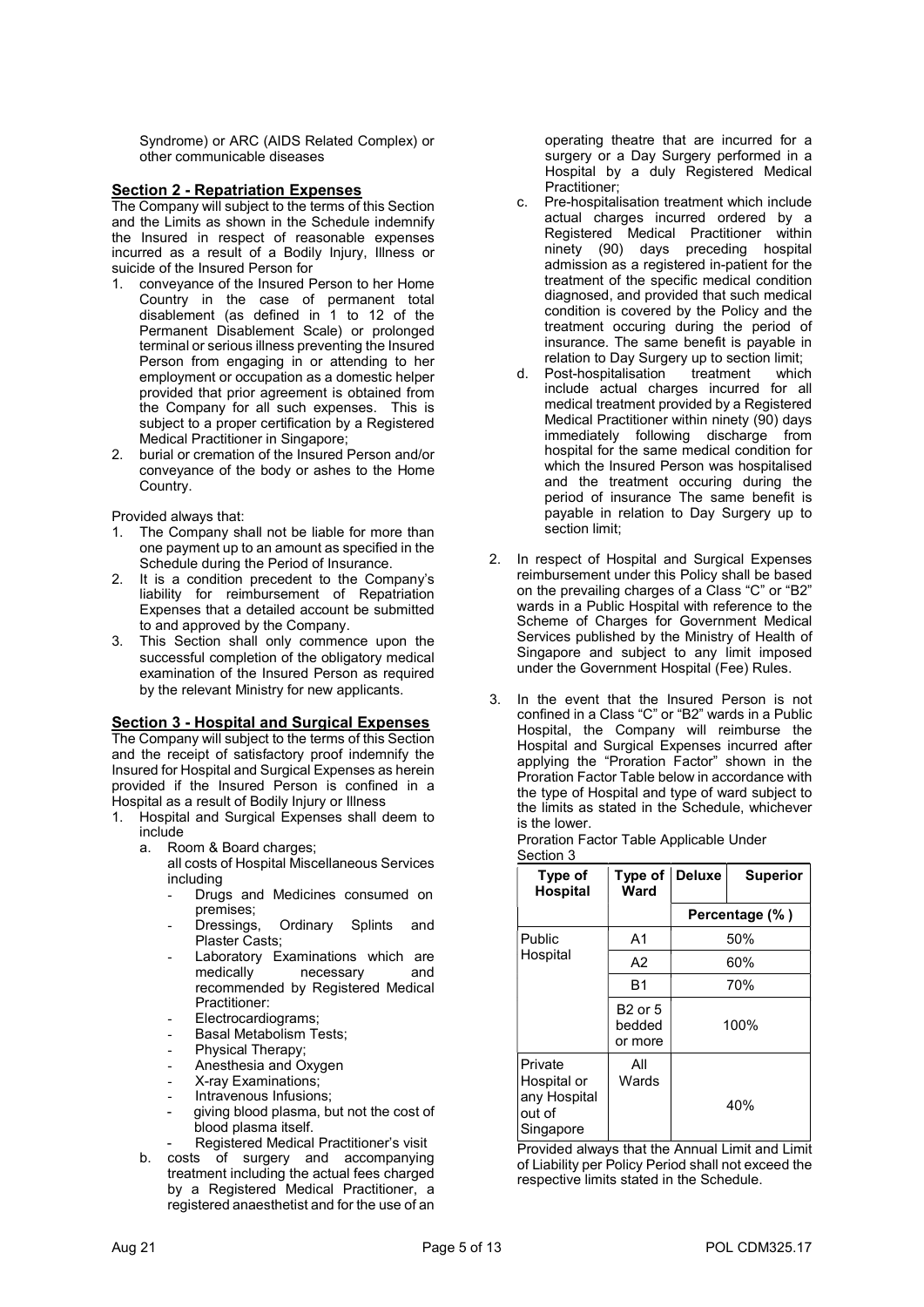Syndrome) or ARC (AIDS Related Complex) or other communicable diseases

## Section 2 - Repatriation Expenses

The Company will subject to the terms of this Section and the Limits as shown in the Schedule indemnify the Insured in respect of reasonable expenses incurred as a result of a Bodily Injury, Illness or suicide of the Insured Person for

1. conveyance of the Insured Person to her Home Country in the case of permanent total disablement (as defined in 1 to 12 of the Permanent Disablement Scale) or prolonged terminal or serious illness preventing the Insured Person from engaging in or attending to her employment or occupation as a domestic helper provided that prior agreement is obtained from the Company for all such expenses. This is subject to a proper certification by a Registered Medical Practitioner in Singapore;
2. burial or cremation of the Insured Person and/or conveyance of the body or ashes to the Home Country.

Provided always that:

1. The Company shall not be liable for more than one payment up to an amount as specified in the Schedule during the Period of Insurance.
2. It is a condition precedent to the Company's liability for reimbursement of Repatriation Expenses that a detailed account be submitted to and approved by the Company.
3. This Section shall only commence upon the successful completion of the obligatory medical examination of the Insured Person as required by the relevant Ministry for new applicants.

## Section 3 - Hospital and Surgical Expenses

The Company will subject to the terms of this Section and the receipt of satisfactory proof indemnify the Insured for Hospital and Surgical Expenses as herein provided if the Insured Person is confined in a Hospital as a result of Bodily Injury or Illness

1. Hospital and Surgical Expenses shall deem to include
   a. Room & Board charges;
      all costs of Hospital Miscellaneous Services including
      - Drugs and Medicines consumed on premises;
      - Dressings, Ordinary Splints and Plaster Casts;
      - Laboratory Examinations which are medically necessary and recommended by Registered Medical Practitioner:
      - Electrocardiograms;
      - Basal Metabolism Tests;
      - Physical Therapy;
      - Anesthesia and Oxygen
      - X-ray Examinations;
      - Intravenous Infusions;
      - giving blood plasma, but not the cost of blood plasma itself.
      - Registered Medical Practitioner's visit
   b. costs of surgery and accompanying treatment including the actual fees charged by a Registered Medical Practitioner, a registered anaesthetist and for the use of an operating theatre that are incurred for a surgery or a Day Surgery performed in a Hospital by a duly Registered Medical Practitioner;
   c. Pre-hospitalisation treatment which include actual charges incurred ordered by a Registered Medical Practitioner within ninety (90) days preceding hospital admission as a registered in-patient for the treatment of the specific medical condition diagnosed, and provided that such medical condition is covered by the Policy and the treatment occuring during the period of insurance. The same benefit is payable in relation to Day Surgery up to section limit;
   d. Post-hospitalisation treatment which include actual charges incurred for all medical treatment provided by a Registered Medical Practitioner within ninety (90) days immediately following discharge from hospital for the same medical condition for which the Insured Person was hospitalised and the treatment occuring during the period of insurance The same benefit is payable in relation to Day Surgery up to section limit;

2. In respect of Hospital and Surgical Expenses reimbursement under this Policy shall be based on the prevailing charges of a Class "C" or "B2" wards in a Public Hospital with reference to the Scheme of Charges for Government Medical Services published by the Ministry of Health of Singapore and subject to any limit imposed under the Government Hospital (Fee) Rules.

3. In the event that the Insured Person is not confined in a Class "C" or "B2" wards in a Public Hospital, the Company will reimburse the Hospital and Surgical Expenses incurred after applying the "Proration Factor" shown in the Proration Factor Table below in accordance with the type of Hospital and type of ward subject to the limits as stated in the Schedule, whichever is the lower.

Proration Factor Table Applicable Under Section 3

| Type of Hospital | Type of Ward | Deluxe | Superior |
|---|---|---|---|
| | | Percentage (%) | |
| Public Hospital | A1 | 50% | |
| | A2 | 60% | |
| | B1 | 70% | |
| | B2 or 5 bedded or more | 100% | |
| Private Hospital or any Hospital out of Singapore | All Wards | 40% | |

Provided always that the Annual Limit and Limit of Liability per Policy Period shall not exceed the respective limits stated in the Schedule.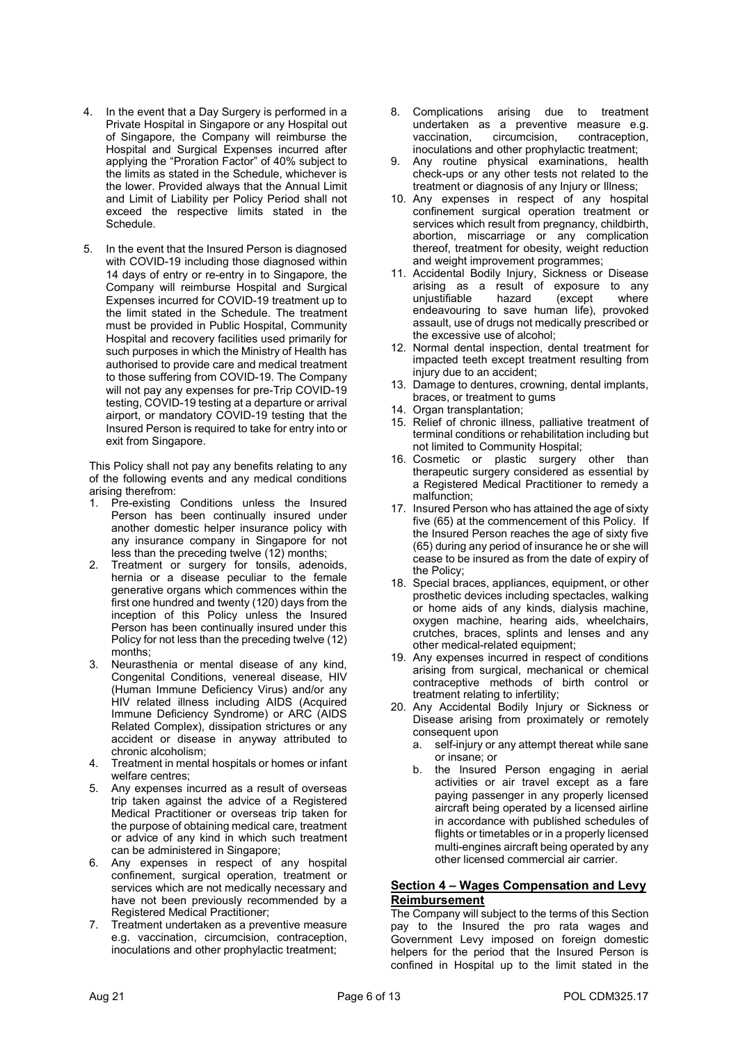4. In the event that a Day Surgery is performed in a Private Hospital in Singapore or any Hospital out of Singapore, the Company will reimburse the Hospital and Surgical Expenses incurred after applying the "Proration Factor" of 40% subject to the limits as stated in the Schedule, whichever is the lower. Provided always that the Annual Limit and Limit of Liability per Policy Period shall not exceed the respective limits stated in the Schedule.

5. In the event that the Insured Person is diagnosed with COVID-19 including those diagnosed within 14 days of entry or re-entry in to Singapore, the Company will reimburse Hospital and Surgical Expenses incurred for COVID-19 treatment up to the limit stated in the Schedule. The treatment must be provided in Public Hospital, Community Hospital and recovery facilities used primarily for such purposes in which the Ministry of Health has authorised to provide care and medical treatment to those suffering from COVID-19. The Company will not pay any expenses for pre-Trip COVID-19 testing, COVID-19 testing at a departure or arrival airport, or mandatory COVID-19 testing that the Insured Person is required to take for entry into or exit from Singapore.

This Policy shall not pay any benefits relating to any of the following events and any medical conditions arising therefrom:

1. Pre-existing Conditions unless the Insured Person has been continually insured under another domestic helper insurance policy with any insurance company in Singapore for not less than the preceding twelve (12) months;
2. Treatment or surgery for tonsils, adenoids, hernia or a disease peculiar to the female generative organs which commences within the first one hundred and twenty (120) days from the inception of this Policy unless the Insured Person has been continually insured under this Policy for not less than the preceding twelve (12) months;
3. Neurasthenia or mental disease of any kind, Congenital Conditions, venereal disease, HIV (Human Immune Deficiency Virus) and/or any HIV related illness including AIDS (Acquired Immune Deficiency Syndrome) or ARC (AIDS Related Complex), dissipation strictures or any accident or disease in anyway attributed to chronic alcoholism;
4. Treatment in mental hospitals or homes or infant welfare centres;
5. Any expenses incurred as a result of overseas trip taken against the advice of a Registered Medical Practitioner or overseas trip taken for the purpose of obtaining medical care, treatment or advice of any kind in which such treatment can be administered in Singapore;
6. Any expenses in respect of any hospital confinement, surgical operation, treatment or services which are not medically necessary and have not been previously recommended by a Registered Medical Practitioner;
7. Treatment undertaken as a preventive measure e.g. vaccination, circumcision, contraception, inoculations and other prophylactic treatment;
8. Complications arising due to treatment undertaken as a preventive measure e.g. vaccination, circumcision, contraception, inoculations and other prophylactic treatment;
9. Any routine physical examinations, health check-ups or any other tests not related to the treatment or diagnosis of any Injury or Illness;
10. Any expenses in respect of any hospital confinement surgical operation treatment or services which result from pregnancy, childbirth, abortion, miscarriage or any complication thereof, treatment for obesity, weight reduction and weight improvement programmes;
11. Accidental Bodily Injury, Sickness or Disease arising as a result of exposure to any unjustifiable hazard (except where endeavouring to save human life), provoked assault, use of drugs not medically prescribed or the excessive use of alcohol;
12. Normal dental inspection, dental treatment for impacted teeth except treatment resulting from injury due to an accident;
13. Damage to dentures, crowning, dental implants, braces, or treatment to gums
14. Organ transplantation;
15. Relief of chronic illness, palliative treatment of terminal conditions or rehabilitation including but not limited to Community Hospital;
16. Cosmetic or plastic surgery other than therapeutic surgery considered as essential by a Registered Medical Practitioner to remedy a malfunction;
17. Insured Person who has attained the age of sixty five (65) at the commencement of this Policy. If the Insured Person reaches the age of sixty five (65) during any period of insurance he or she will cease to be insured as from the date of expiry of the Policy;
18. Special braces, appliances, equipment, or other prosthetic devices including spectacles, walking or home aids of any kinds, dialysis machine, oxygen machine, hearing aids, wheelchairs, crutches, braces, splints and lenses and any other medical-related equipment;
19. Any expenses incurred in respect of conditions arising from surgical, mechanical or chemical contraceptive methods of birth control or treatment relating to infertility;
20. Any Accidental Bodily Injury or Sickness or Disease arising from proximately or remotely consequent upon
    a. self-injury or any attempt thereat while sane or insane; or
    b. the Insured Person engaging in aerial activities or air travel except as a fare paying passenger in any properly licensed aircraft being operated by a licensed airline in accordance with published schedules of flights or timetables or in a properly licensed multi-engines aircraft being operated by any other licensed commercial air carrier.

## Section 4 – Wages Compensation and Levy Reimbursement

The Company will subject to the terms of this Section pay to the Insured the pro rata wages and Government Levy imposed on foreign domestic helpers for the period that the Insured Person is confined in Hospital up to the limit stated in the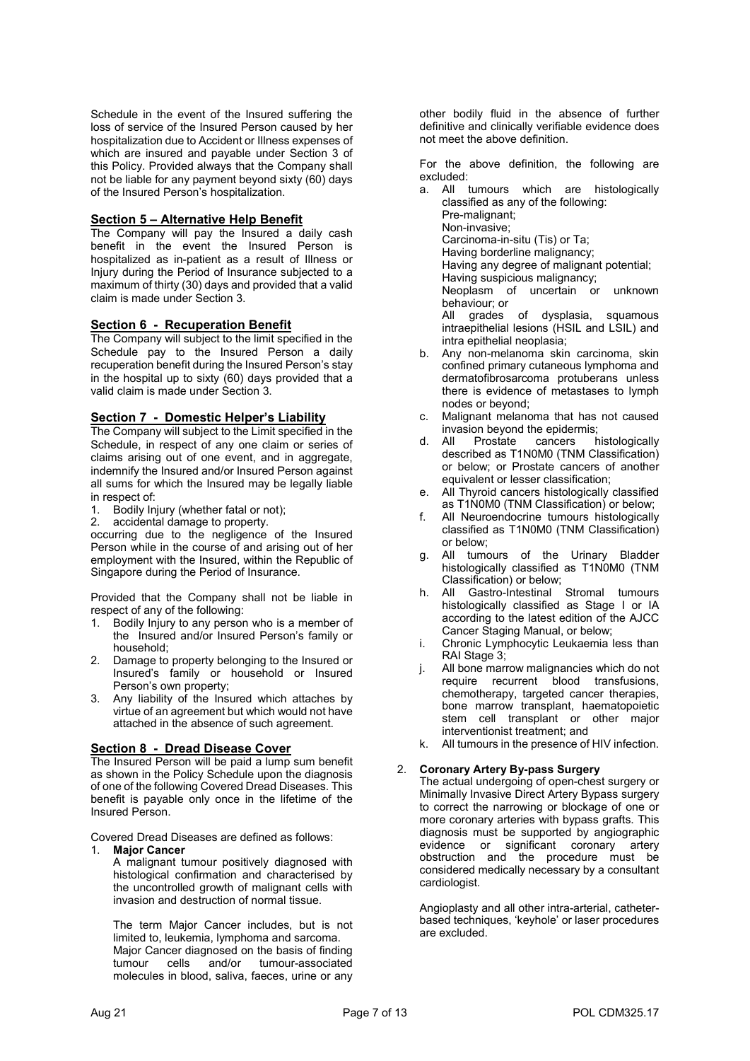Schedule in the event of the Insured suffering the loss of service of the Insured Person caused by her hospitalization due to Accident or Illness expenses of which are insured and payable under Section 3 of this Policy. Provided always that the Company shall not be liable for any payment beyond sixty (60) days of the Insured Person's hospitalization.

## Section 5 – Alternative Help Benefit

The Company will pay the Insured a daily cash benefit in the event the Insured Person is hospitalized as in-patient as a result of Illness or Injury during the Period of Insurance subjected to a maximum of thirty (30) days and provided that a valid claim is made under Section 3.

## Section 6 - Recuperation Benefit

The Company will subject to the limit specified in the Schedule pay to the Insured Person a daily recuperation benefit during the Insured Person's stay in the hospital up to sixty (60) days provided that a valid claim is made under Section 3.

## Section 7 - Domestic Helper's Liability

The Company will subject to the Limit specified in the Schedule, in respect of any one claim or series of claims arising out of one event, and in aggregate, indemnify the Insured and/or Insured Person against all sums for which the Insured may be legally liable in respect of:

1. Bodily Injury (whether fatal or not);
2. accidental damage to property.

occurring due to the negligence of the Insured Person while in the course of and arising out of her employment with the Insured, within the Republic of Singapore during the Period of Insurance.

Provided that the Company shall not be liable in respect of any of the following:

1. Bodily Injury to any person who is a member of the Insured and/or Insured Person's family or household;
2. Damage to property belonging to the Insured or Insured's family or household or Insured Person's own property;
3. Any liability of the Insured which attaches by virtue of an agreement but which would not have attached in the absence of such agreement.

## Section 8 - Dread Disease Cover

The Insured Person will be paid a lump sum benefit as shown in the Policy Schedule upon the diagnosis of one of the following Covered Dread Diseases. This benefit is payable only once in the lifetime of the Insured Person.

Covered Dread Diseases are defined as follows:

1. **Major Cancer**

   A malignant tumour positively diagnosed with histological confirmation and characterised by the uncontrolled growth of malignant cells with invasion and destruction of normal tissue.

   The term Major Cancer includes, but is not limited to, leukemia, lymphoma and sarcoma. Major Cancer diagnosed on the basis of finding tumour cells and/or tumour-associated molecules in blood, saliva, faeces, urine or any other bodily fluid in the absence of further definitive and clinically verifiable evidence does not meet the above definition.

   For the above definition, the following are excluded:

   a. All tumours which are histologically classified as any of the following:
      Pre-malignant;
      Non-invasive;
      Carcinoma-in-situ (Tis) or Ta;
      Having borderline malignancy;
      Having any degree of malignant potential;
      Having suspicious malignancy;
      Neoplasm of uncertain or unknown behaviour; or
      All grades of dysplasia, squamous intraepithelial lesions (HSIL and LSIL) and intra epithelial neoplasia;
   b. Any non-melanoma skin carcinoma, skin confined primary cutaneous lymphoma and dermatofibrosarcoma protuberans unless there is evidence of metastases to lymph nodes or beyond;
   c. Malignant melanoma that has not caused invasion beyond the epidermis;
   d. All Prostate cancers histologically described as T1N0M0 (TNM Classification) or below; or Prostate cancers of another equivalent or lesser classification;
   e. All Thyroid cancers histologically classified as T1N0M0 (TNM Classification) or below;
   f. All Neuroendocrine tumours histologically classified as T1N0M0 (TNM Classification) or below;
   g. All tumours of the Urinary Bladder histologically classified as T1N0M0 (TNM Classification) or below;
   h. All Gastro-Intestinal Stromal tumours histologically classified as Stage I or IA according to the latest edition of the AJCC Cancer Staging Manual, or below;
   i. Chronic Lymphocytic Leukaemia less than RAI Stage 3;
   j. All bone marrow malignancies which do not require recurrent blood transfusions, chemotherapy, targeted cancer therapies, bone marrow transplant, haematopoietic stem cell transplant or other major interventionist treatment; and
   k. All tumours in the presence of HIV infection.

2. **Coronary Artery By-pass Surgery**

   The actual undergoing of open-chest surgery or Minimally Invasive Direct Artery Bypass surgery to correct the narrowing or blockage of one or more coronary arteries with bypass grafts. This diagnosis must be supported by angiographic evidence or significant coronary artery obstruction and the procedure must be considered medically necessary by a consultant cardiologist.

   Angioplasty and all other intra-arterial, catheter-based techniques, 'keyhole' or laser procedures are excluded.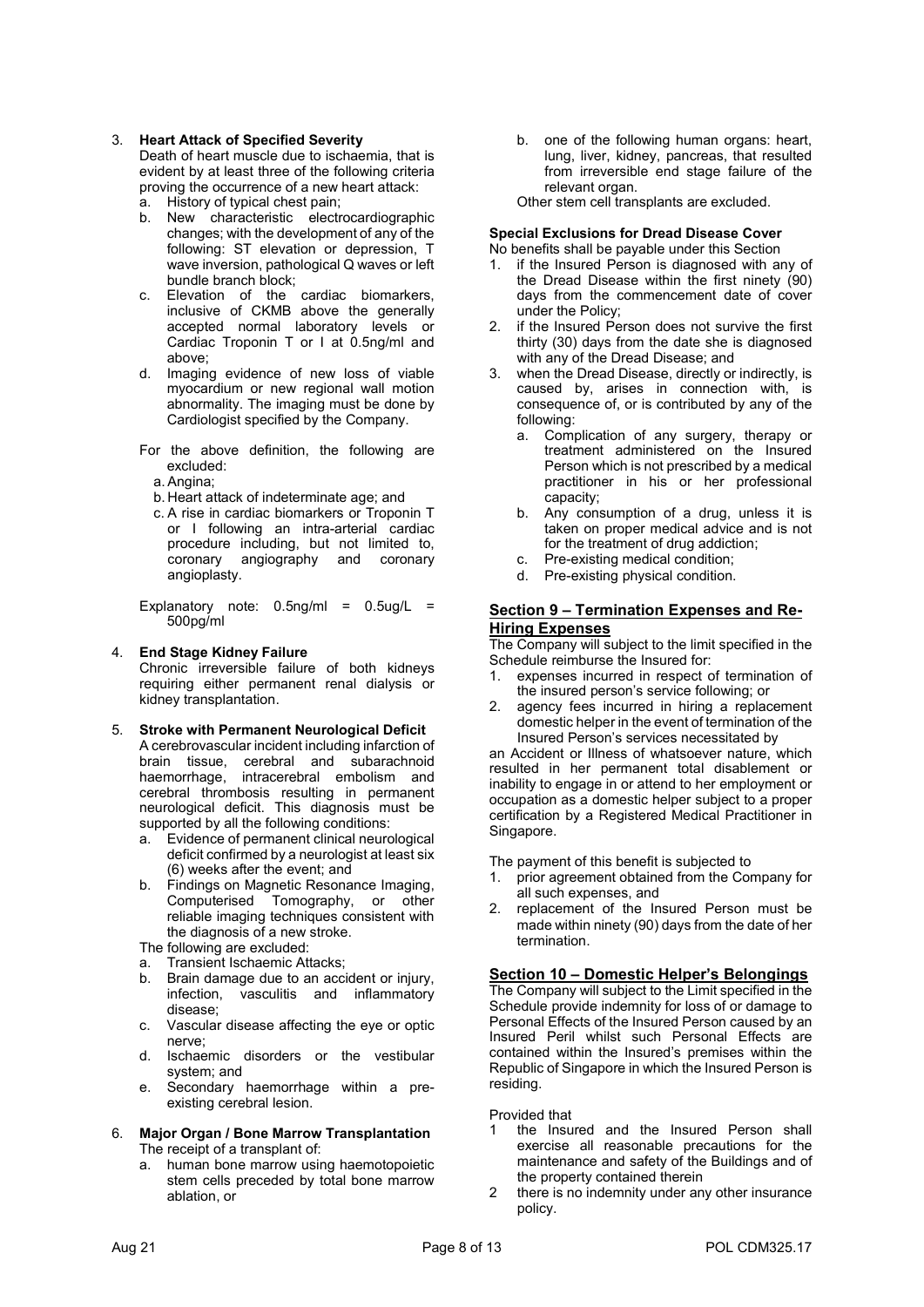3. **Heart Attack of Specified Severity**
   Death of heart muscle due to ischaemia, that is evident by at least three of the following criteria proving the occurrence of a new heart attack:
   a. History of typical chest pain;
   b. New characteristic electrocardiographic changes; with the development of any of the following: ST elevation or depression, T wave inversion, pathological Q waves or left bundle branch block;
   c. Elevation of the cardiac biomarkers, inclusive of CKMB above the generally accepted normal laboratory levels or Cardiac Troponin T or I at 0.5ng/ml and above;
   d. Imaging evidence of new loss of viable myocardium or new regional wall motion abnormality. The imaging must be done by Cardiologist specified by the Company.

   For the above definition, the following are excluded:
   a. Angina;
   b. Heart attack of indeterminate age; and
   c. A rise in cardiac biomarkers or Troponin T or I following an intra-arterial cardiac procedure including, but not limited to, coronary angiography and coronary angioplasty.

   Explanatory note: 0.5ng/ml = 0.5ug/L = 500pg/ml

4. **End Stage Kidney Failure**
   Chronic irreversible failure of both kidneys requiring either permanent renal dialysis or kidney transplantation.

5. **Stroke with Permanent Neurological Deficit**
   A cerebrovascular incident including infarction of brain tissue, cerebral and subarachnoid haemorrhage, intracerebral embolism and cerebral thrombosis resulting in permanent neurological deficit. This diagnosis must be supported by all the following conditions:
   a. Evidence of permanent clinical neurological deficit confirmed by a neurologist at least six (6) weeks after the event; and
   b. Findings on Magnetic Resonance Imaging, Computerised Tomography, or other reliable imaging techniques consistent with the diagnosis of a new stroke.

   The following are excluded:
   a. Transient Ischaemic Attacks;
   b. Brain damage due to an accident or injury, infection, vasculitis and inflammatory disease;
   c. Vascular disease affecting the eye or optic nerve;
   d. Ischaemic disorders or the vestibular system; and
   e. Secondary haemorrhage within a pre-existing cerebral lesion.

6. **Major Organ / Bone Marrow Transplantation**
   The receipt of a transplant of:
   a. human bone marrow using haemotopoietic stem cells preceded by total bone marrow ablation, or
   b. one of the following human organs: heart, lung, liver, kidney, pancreas, that resulted from irreversible end stage failure of the relevant organ.

   Other stem cell transplants are excluded.

**Special Exclusions for Dread Disease Cover**

No benefits shall be payable under this Section
1. if the Insured Person is diagnosed with any of the Dread Disease within the first ninety (90) days from the commencement date of cover under the Policy;
2. if the Insured Person does not survive the first thirty (30) days from the date she is diagnosed with any of the Dread Disease; and
3. when the Dread Disease, directly or indirectly, is caused by, arises in connection with, is consequence of, or is contributed by any of the following:
   a. Complication of any surgery, therapy or treatment administered on the Insured Person which is not prescribed by a medical practitioner in his or her professional capacity;
   b. Any consumption of a drug, unless it is taken on proper medical advice and is not for the treatment of drug addiction;
   c. Pre-existing medical condition;
   d. Pre-existing physical condition.

## Section 9 – Termination Expenses and Re-Hiring Expenses

The Company will subject to the limit specified in the Schedule reimburse the Insured for:
1. expenses incurred in respect of termination of the insured person's service following; or
2. agency fees incurred in hiring a replacement domestic helper in the event of termination of the Insured Person's services necessitated by

an Accident or Illness of whatsoever nature, which resulted in her permanent total disablement or inability to engage in or attend to her employment or occupation as a domestic helper subject to a proper certification by a Registered Medical Practitioner in Singapore.

The payment of this benefit is subjected to
1. prior agreement obtained from the Company for all such expenses, and
2. replacement of the Insured Person must be made within ninety (90) days from the date of her termination.

## Section 10 – Domestic Helper's Belongings

The Company will subject to the Limit specified in the Schedule provide indemnity for loss of or damage to Personal Effects of the Insured Person caused by an Insured Peril whilst such Personal Effects are contained within the Insured's premises within the Republic of Singapore in which the Insured Person is residing.

Provided that
1 the Insured and the Insured Person shall exercise all reasonable precautions for the maintenance and safety of the Buildings and of the property contained therein
2 there is no indemnity under any other insurance policy.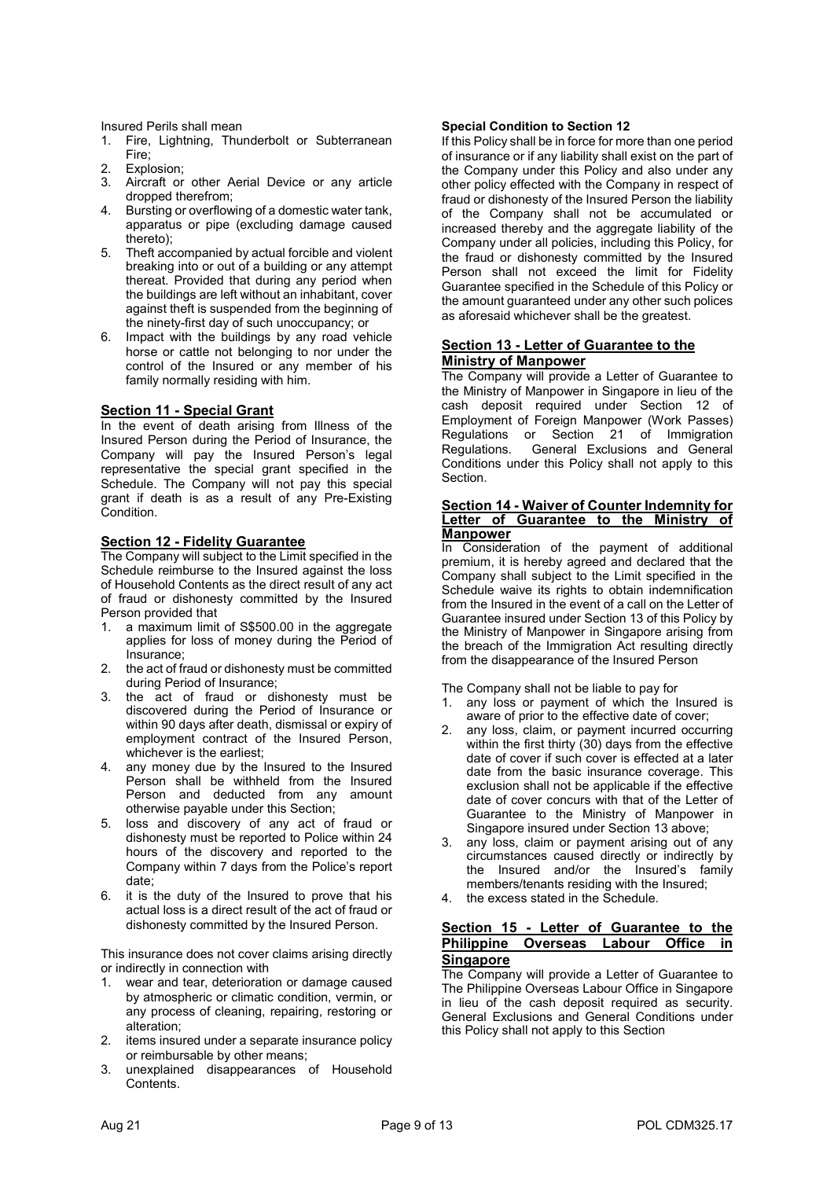Insured Perils shall mean

1. Fire, Lightning, Thunderbolt or Subterranean Fire;
2. Explosion;
3. Aircraft or other Aerial Device or any article dropped therefrom;
4. Bursting or overflowing of a domestic water tank, apparatus or pipe (excluding damage caused thereto);
5. Theft accompanied by actual forcible and violent breaking into or out of a building or any attempt thereat. Provided that during any period when the buildings are left without an inhabitant, cover against theft is suspended from the beginning of the ninety-first day of such unoccupancy; or
6. Impact with the buildings by any road vehicle horse or cattle not belonging to nor under the control of the Insured or any member of his family normally residing with him.

## Section 11 - Special Grant

In the event of death arising from Illness of the Insured Person during the Period of Insurance, the Company will pay the Insured Person's legal representative the special grant specified in the Schedule. The Company will not pay this special grant if death is as a result of any Pre-Existing Condition.

## Section 12 - Fidelity Guarantee

The Company will subject to the Limit specified in the Schedule reimburse to the Insured against the loss of Household Contents as the direct result of any act of fraud or dishonesty committed by the Insured Person provided that

1. a maximum limit of S$500.00 in the aggregate applies for loss of money during the Period of Insurance;
2. the act of fraud or dishonesty must be committed during Period of Insurance;
3. the act of fraud or dishonesty must be discovered during the Period of Insurance or within 90 days after death, dismissal or expiry of employment contract of the Insured Person, whichever is the earliest;
4. any money due by the Insured to the Insured Person shall be withheld from the Insured Person and deducted from any amount otherwise payable under this Section;
5. loss and discovery of any act of fraud or dishonesty must be reported to Police within 24 hours of the discovery and reported to the Company within 7 days from the Police's report date;
6. it is the duty of the Insured to prove that his actual loss is a direct result of the act of fraud or dishonesty committed by the Insured Person.

This insurance does not cover claims arising directly or indirectly in connection with

1. wear and tear, deterioration or damage caused by atmospheric or climatic condition, vermin, or any process of cleaning, repairing, restoring or alteration;
2. items insured under a separate insurance policy or reimbursable by other means;
3. unexplained disappearances of Household Contents.

**Special Condition to Section 12**

If this Policy shall be in force for more than one period of insurance or if any liability shall exist on the part of the Company under this Policy and also under any other policy effected with the Company in respect of fraud or dishonesty of the Insured Person the liability of the Company shall not be accumulated or increased thereby and the aggregate liability of the Company under all policies, including this Policy, for the fraud or dishonesty committed by the Insured Person shall not exceed the limit for Fidelity Guarantee specified in the Schedule of this Policy or the amount guaranteed under any other such polices as aforesaid whichever shall be the greatest.

## Section 13 - Letter of Guarantee to the Ministry of Manpower

The Company will provide a Letter of Guarantee to the Ministry of Manpower in Singapore in lieu of the cash deposit required under Section 12 of Employment of Foreign Manpower (Work Passes) Regulations or Section 21 of Immigration Regulations. General Exclusions and General Conditions under this Policy shall not apply to this Section.

## Section 14 - Waiver of Counter Indemnity for Letter of Guarantee to the Ministry of Manpower

In Consideration of the payment of additional premium, it is hereby agreed and declared that the Company shall subject to the Limit specified in the Schedule waive its rights to obtain indemnification from the Insured in the event of a call on the Letter of Guarantee insured under Section 13 of this Policy by the Ministry of Manpower in Singapore arising from the breach of the Immigration Act resulting directly from the disappearance of the Insured Person

The Company shall not be liable to pay for

1. any loss or payment of which the Insured is aware of prior to the effective date of cover;
2. any loss, claim, or payment incurred occurring within the first thirty (30) days from the effective date of cover if such cover is effected at a later date from the basic insurance coverage. This exclusion shall not be applicable if the effective date of cover concurs with that of the Letter of Guarantee to the Ministry of Manpower in Singapore insured under Section 13 above;
3. any loss, claim or payment arising out of any circumstances caused directly or indirectly by the Insured and/or the Insured's family members/tenants residing with the Insured;
4. the excess stated in the Schedule.

## Section 15 - Letter of Guarantee to the Philippine Overseas Labour Office in Singapore

The Company will provide a Letter of Guarantee to The Philippine Overseas Labour Office in Singapore in lieu of the cash deposit required as security. General Exclusions and General Conditions under this Policy shall not apply to this Section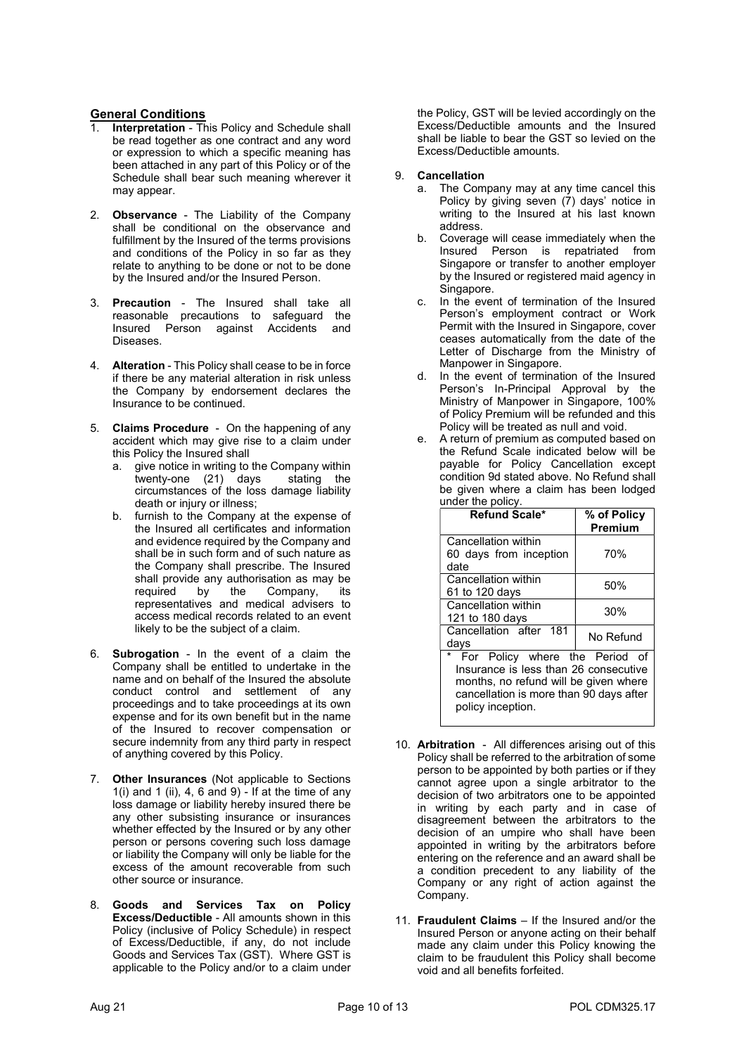## General Conditions

1. **Interpretation** - This Policy and Schedule shall be read together as one contract and any word or expression to which a specific meaning has been attached in any part of this Policy or of the Schedule shall bear such meaning wherever it may appear.

2. **Observance** - The Liability of the Company shall be conditional on the observance and fulfillment by the Insured of the terms provisions and conditions of the Policy in so far as they relate to anything to be done or not to be done by the Insured and/or the Insured Person.

3. **Precaution** - The Insured shall take all reasonable precautions to safeguard the Insured Person against Accidents and Diseases.

4. **Alteration** - This Policy shall cease to be in force if there be any material alteration in risk unless the Company by endorsement declares the Insurance to be continued.

5. **Claims Procedure** - On the happening of any accident which may give rise to a claim under this Policy the Insured shall
   a. give notice in writing to the Company within twenty-one (21) days stating the circumstances of the loss damage liability death or injury or illness;
   b. furnish to the Company at the expense of the Insured all certificates and information and evidence required by the Company and shall be in such form and of such nature as the Company shall prescribe. The Insured shall provide any authorisation as may be required by the Company, its representatives and medical advisers to access medical records related to an event likely to be the subject of a claim.

6. **Subrogation** - In the event of a claim the Company shall be entitled to undertake in the name and on behalf of the Insured the absolute conduct control and settlement of any proceedings and to take proceedings at its own expense and for its own benefit but in the name of the Insured to recover compensation or secure indemnity from any third party in respect of anything covered by this Policy.

7. **Other Insurances** (Not applicable to Sections 1(i) and 1 (ii), 4, 6 and 9) - If at the time of any loss damage or liability hereby insured there be any other subsisting insurance or insurances whether effected by the Insured or by any other person or persons covering such loss damage or liability the Company will only be liable for the excess of the amount recoverable from such other source or insurance.

8. **Goods and Services Tax on Policy Excess/Deductible** - All amounts shown in this Policy (inclusive of Policy Schedule) in respect of Excess/Deductible, if any, do not include Goods and Services Tax (GST). Where GST is applicable to the Policy and/or to a claim under the Policy, GST will be levied accordingly on the Excess/Deductible amounts and the Insured shall be liable to bear the GST so levied on the Excess/Deductible amounts.

9. **Cancellation**
   a. The Company may at any time cancel this Policy by giving seven (7) days' notice in writing to the Insured at his last known address.
   b. Coverage will cease immediately when the Insured Person is repatriated from Singapore or transfer to another employer by the Insured or registered maid agency in Singapore.
   c. In the event of termination of the Insured Person's employment contract or Work Permit with the Insured in Singapore, cover ceases automatically from the date of the Letter of Discharge from the Ministry of Manpower in Singapore.
   d. In the event of termination of the Insured Person's In-Principal Approval by the Ministry of Manpower in Singapore, 100% of Policy Premium will be refunded and this Policy will be treated as null and void.
   e. A return of premium as computed based on the Refund Scale indicated below will be payable for Policy Cancellation except condition 9d stated above. No Refund shall be given where a claim has been lodged under the policy.

| Refund Scale* | % of Policy Premium |
|---|---|
| Cancellation within 60 days from inception date | 70% |
| Cancellation within 61 to 120 days | 50% |
| Cancellation within 121 to 180 days | 30% |
| Cancellation after 181 days | No Refund |

\* For Policy where the Period of Insurance is less than 26 consecutive months, no refund will be given where cancellation is more than 90 days after policy inception.

10. **Arbitration** - All differences arising out of this Policy shall be referred to the arbitration of some person to be appointed by both parties or if they cannot agree upon a single arbitrator to the decision of two arbitrators one to be appointed in writing by each party and in case of disagreement between the arbitrators to the decision of an umpire who shall have been appointed in writing by the arbitrators before entering on the reference and an award shall be a condition precedent to any liability of the Company or any right of action against the Company.

11. **Fraudulent Claims** – If the Insured and/or the Insured Person or anyone acting on their behalf made any claim under this Policy knowing the claim to be fraudulent this Policy shall become void and all benefits forfeited.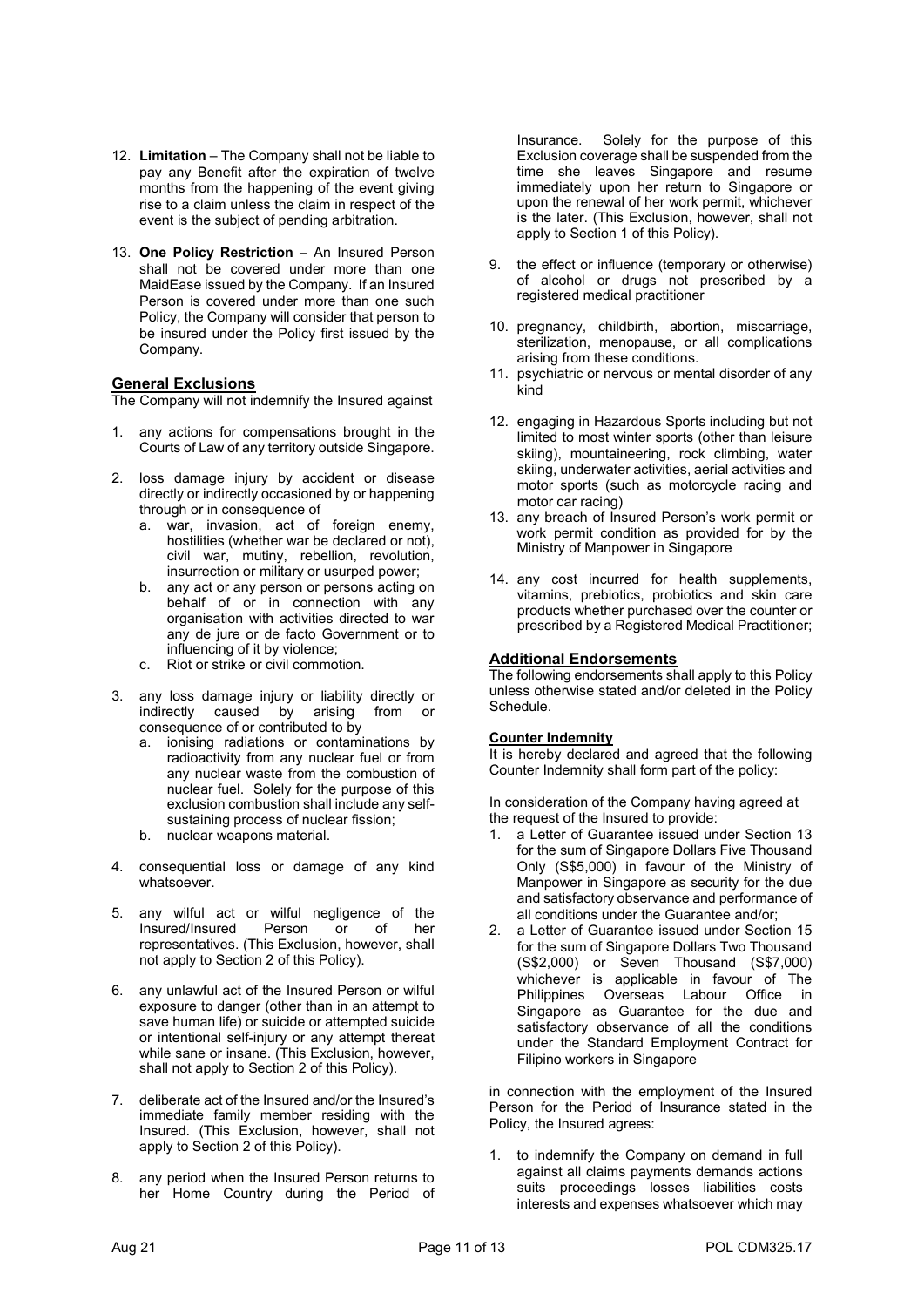12. **Limitation** – The Company shall not be liable to pay any Benefit after the expiration of twelve months from the happening of the event giving rise to a claim unless the claim in respect of the event is the subject of pending arbitration.

13. **One Policy Restriction** – An Insured Person shall not be covered under more than one MaidEase issued by the Company. If an Insured Person is covered under more than one such Policy, the Company will consider that person to be insured under the Policy first issued by the Company.

## General Exclusions

The Company will not indemnify the Insured against

1. any actions for compensations brought in the Courts of Law of any territory outside Singapore.

2. loss damage injury by accident or disease directly or indirectly occasioned by or happening through or in consequence of
   a. war, invasion, act of foreign enemy, hostilities (whether war be declared or not), civil war, mutiny, rebellion, revolution, insurrection or military or usurped power;
   b. any act or any person or persons acting on behalf of or in connection with any organisation with activities directed to war any de jure or de facto Government or to influencing of it by violence;
   c. Riot or strike or civil commotion.

3. any loss damage injury or liability directly or indirectly caused by arising from or consequence of or contributed to by
   a. ionising radiations or contaminations by radioactivity from any nuclear fuel or from any nuclear waste from the combustion of nuclear fuel. Solely for the purpose of this exclusion combustion shall include any self-sustaining process of nuclear fission;
   b. nuclear weapons material.

4. consequential loss or damage of any kind whatsoever.

5. any wilful act or wilful negligence of the Insured/Insured Person or of her representatives. (This Exclusion, however, shall not apply to Section 2 of this Policy).

6. any unlawful act of the Insured Person or wilful exposure to danger (other than in an attempt to save human life) or suicide or attempted suicide or intentional self-injury or any attempt thereat while sane or insane. (This Exclusion, however, shall not apply to Section 2 of this Policy).

7. deliberate act of the Insured and/or the Insured's immediate family member residing with the Insured. (This Exclusion, however, shall not apply to Section 2 of this Policy).

8. any period when the Insured Person returns to her Home Country during the Period of Insurance. Solely for the purpose of this Exclusion coverage shall be suspended from the time she leaves Singapore and resume immediately upon her return to Singapore or upon the renewal of her work permit, whichever is the later. (This Exclusion, however, shall not apply to Section 1 of this Policy).

9. the effect or influence (temporary or otherwise) of alcohol or drugs not prescribed by a registered medical practitioner

10. pregnancy, childbirth, abortion, miscarriage, sterilization, menopause, or all complications arising from these conditions.

11. psychiatric or nervous or mental disorder of any kind

12. engaging in Hazardous Sports including but not limited to most winter sports (other than leisure skiing), mountaineering, rock climbing, water skiing, underwater activities, aerial activities and motor sports (such as motorcycle racing and motor car racing)

13. any breach of Insured Person's work permit or work permit condition as provided for by the Ministry of Manpower in Singapore

14. any cost incurred for health supplements, vitamins, prebiotics, probiotics and skin care products whether purchased over the counter or prescribed by a Registered Medical Practitioner;

## Additional Endorsements

The following endorsements shall apply to this Policy unless otherwise stated and/or deleted in the Policy Schedule.

### Counter Indemnity

It is hereby declared and agreed that the following Counter Indemnity shall form part of the policy:

In consideration of the Company having agreed at the request of the Insured to provide:

1. a Letter of Guarantee issued under Section 13 for the sum of Singapore Dollars Five Thousand Only (S$5,000) in favour of the Ministry of Manpower in Singapore as security for the due and satisfactory observance and performance of all conditions under the Guarantee and/or;
2. a Letter of Guarantee issued under Section 15 for the sum of Singapore Dollars Two Thousand (S$2,000) or Seven Thousand (S$7,000) whichever is applicable in favour of The Philippines Overseas Labour Office in Singapore as Guarantee for the due and satisfactory observance of all the conditions under the Standard Employment Contract for Filipino workers in Singapore

in connection with the employment of the Insured Person for the Period of Insurance stated in the Policy, the Insured agrees:

1. to indemnify the Company on demand in full against all claims payments demands actions suits proceedings losses liabilities costs interests and expenses whatsoever which may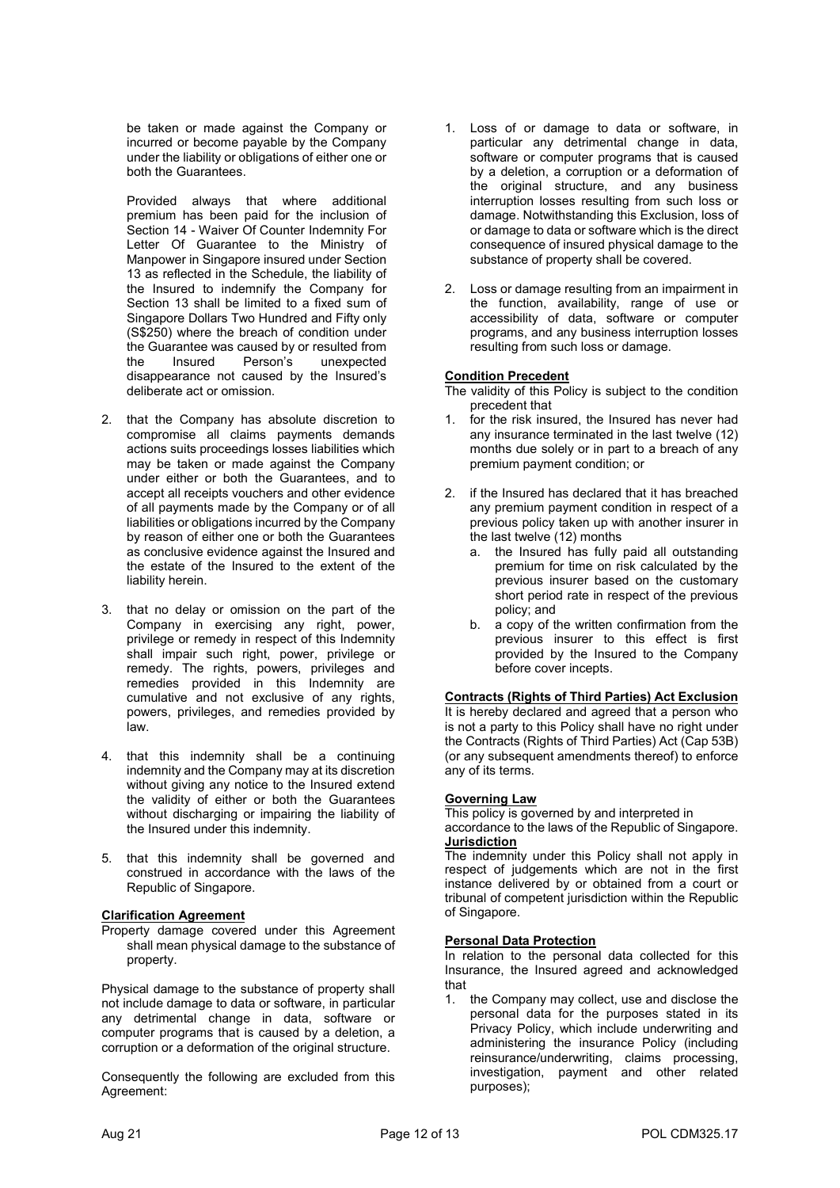be taken or made against the Company or incurred or become payable by the Company under the liability or obligations of either one or both the Guarantees.

Provided always that where additional premium has been paid for the inclusion of Section 14 - Waiver Of Counter Indemnity For Letter Of Guarantee to the Ministry of Manpower in Singapore insured under Section 13 as reflected in the Schedule, the liability of the Insured to indemnify the Company for Section 13 shall be limited to a fixed sum of Singapore Dollars Two Hundred and Fifty only (S$250) where the breach of condition under the Guarantee was caused by or resulted from the Insured Person's unexpected disappearance not caused by the Insured's deliberate act or omission.

2. that the Company has absolute discretion to compromise all claims payments demands actions suits proceedings losses liabilities which may be taken or made against the Company under either or both the Guarantees, and to accept all receipts vouchers and other evidence of all payments made by the Company or of all liabilities or obligations incurred by the Company by reason of either one or both the Guarantees as conclusive evidence against the Insured and the estate of the Insured to the extent of the liability herein.

3. that no delay or omission on the part of the Company in exercising any right, power, privilege or remedy in respect of this Indemnity shall impair such right, power, privilege or remedy. The rights, powers, privileges and remedies provided in this Indemnity are cumulative and not exclusive of any rights, powers, privileges, and remedies provided by law.

4. that this indemnity shall be a continuing indemnity and the Company may at its discretion without giving any notice to the Insured extend the validity of either or both the Guarantees without discharging or impairing the liability of the Insured under this indemnity.

5. that this indemnity shall be governed and construed in accordance with the laws of the Republic of Singapore.

**Clarification Agreement**

Property damage covered under this Agreement shall mean physical damage to the substance of property.

Physical damage to the substance of property shall not include damage to data or software, in particular any detrimental change in data, software or computer programs that is caused by a deletion, a corruption or a deformation of the original structure.

Consequently the following are excluded from this Agreement:

1. Loss of or damage to data or software, in particular any detrimental change in data, software or computer programs that is caused by a deletion, a corruption or a deformation of the original structure, and any business interruption losses resulting from such loss or damage. Notwithstanding this Exclusion, loss of or damage to data or software which is the direct consequence of insured physical damage to the substance of property shall be covered.

2. Loss or damage resulting from an impairment in the function, availability, range of use or accessibility of data, software or computer programs, and any business interruption losses resulting from such loss or damage.

**Condition Precedent**

The validity of this Policy is subject to the condition precedent that

1. for the risk insured, the Insured has never had any insurance terminated in the last twelve (12) months due solely or in part to a breach of any premium payment condition; or

2. if the Insured has declared that it has breached any premium payment condition in respect of a previous policy taken up with another insurer in the last twelve (12) months
   a. the Insured has fully paid all outstanding premium for time on risk calculated by the previous insurer based on the customary short period rate in respect of the previous policy; and
   b. a copy of the written confirmation from the previous insurer to this effect is first provided by the Insured to the Company before cover incepts.

**Contracts (Rights of Third Parties) Act Exclusion**

It is hereby declared and agreed that a person who is not a party to this Policy shall have no right under the Contracts (Rights of Third Parties) Act (Cap 53B) (or any subsequent amendments thereof) to enforce any of its terms.

**Governing Law**

This policy is governed by and interpreted in accordance to the laws of the Republic of Singapore.

**Jurisdiction**

The indemnity under this Policy shall not apply in respect of judgements which are not in the first instance delivered by or obtained from a court or tribunal of competent jurisdiction within the Republic of Singapore.

**Personal Data Protection**

In relation to the personal data collected for this Insurance, the Insured agreed and acknowledged that

1. the Company may collect, use and disclose the personal data for the purposes stated in its Privacy Policy, which include underwriting and administering the insurance Policy (including reinsurance/underwriting, claims processing, investigation, payment and other related purposes);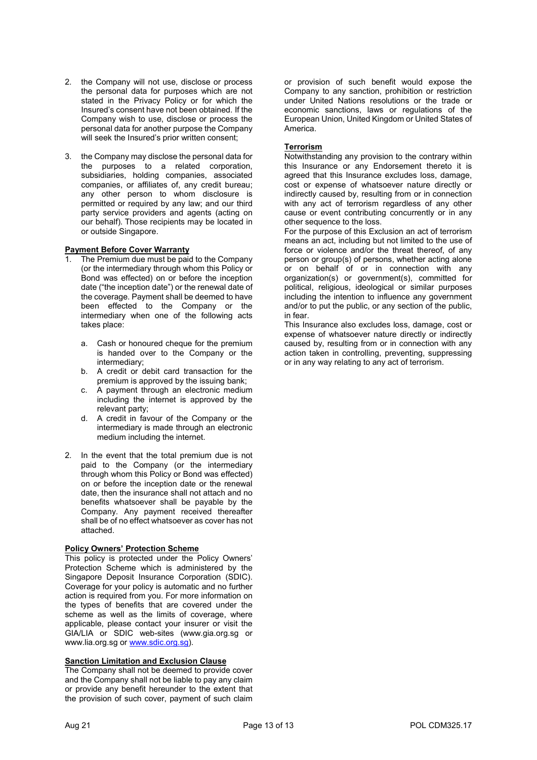2. the Company will not use, disclose or process the personal data for purposes which are not stated in the Privacy Policy or for which the Insured's consent have not been obtained. If the Company wish to use, disclose or process the personal data for another purpose the Company will seek the Insured's prior written consent;

3. the Company may disclose the personal data for the purposes to a related corporation, subsidiaries, holding companies, associated companies, or affiliates of, any credit bureau; any other person to whom disclosure is permitted or required by any law; and our third party service providers and agents (acting on our behalf). Those recipients may be located in or outside Singapore.

**Payment Before Cover Warranty**

1. The Premium due must be paid to the Company (or the intermediary through whom this Policy or Bond was effected) on or before the inception date ("the inception date") or the renewal date of the coverage. Payment shall be deemed to have been effected to the Company or the intermediary when one of the following acts takes place:

   a. Cash or honoured cheque for the premium is handed over to the Company or the intermediary;
   b. A credit or debit card transaction for the premium is approved by the issuing bank;
   c. A payment through an electronic medium including the internet is approved by the relevant party;
   d. A credit in favour of the Company or the intermediary is made through an electronic medium including the internet.

2. In the event that the total premium due is not paid to the Company (or the intermediary through whom this Policy or Bond was effected) on or before the inception date or the renewal date, then the insurance shall not attach and no benefits whatsoever shall be payable by the Company. Any payment received thereafter shall be of no effect whatsoever as cover has not attached.

**Policy Owners' Protection Scheme**

This policy is protected under the Policy Owners' Protection Scheme which is administered by the Singapore Deposit Insurance Corporation (SDIC). Coverage for your policy is automatic and no further action is required from you. For more information on the types of benefits that are covered under the scheme as well as the limits of coverage, where applicable, please contact your insurer or visit the GIA/LIA or SDIC web-sites (www.gia.org.sg or www.lia.org.sg or www.sdic.org.sg).

**Sanction Limitation and Exclusion Clause**

The Company shall not be deemed to provide cover and the Company shall not be liable to pay any claim or provide any benefit hereunder to the extent that the provision of such cover, payment of such claim or provision of such benefit would expose the Company to any sanction, prohibition or restriction under United Nations resolutions or the trade or economic sanctions, laws or regulations of the European Union, United Kingdom or United States of America.

**Terrorism**

Notwithstanding any provision to the contrary within this Insurance or any Endorsement thereto it is agreed that this Insurance excludes loss, damage, cost or expense of whatsoever nature directly or indirectly caused by, resulting from or in connection with any act of terrorism regardless of any other cause or event contributing concurrently or in any other sequence to the loss.

For the purpose of this Exclusion an act of terrorism means an act, including but not limited to the use of force or violence and/or the threat thereof, of any person or group(s) of persons, whether acting alone or on behalf of or in connection with any organization(s) or government(s), committed for political, religious, ideological or similar purposes including the intention to influence any government and/or to put the public, or any section of the public, in fear.

This Insurance also excludes loss, damage, cost or expense of whatsoever nature directly or indirectly caused by, resulting from or in connection with any action taken in controlling, preventing, suppressing or in any way relating to any act of terrorism.